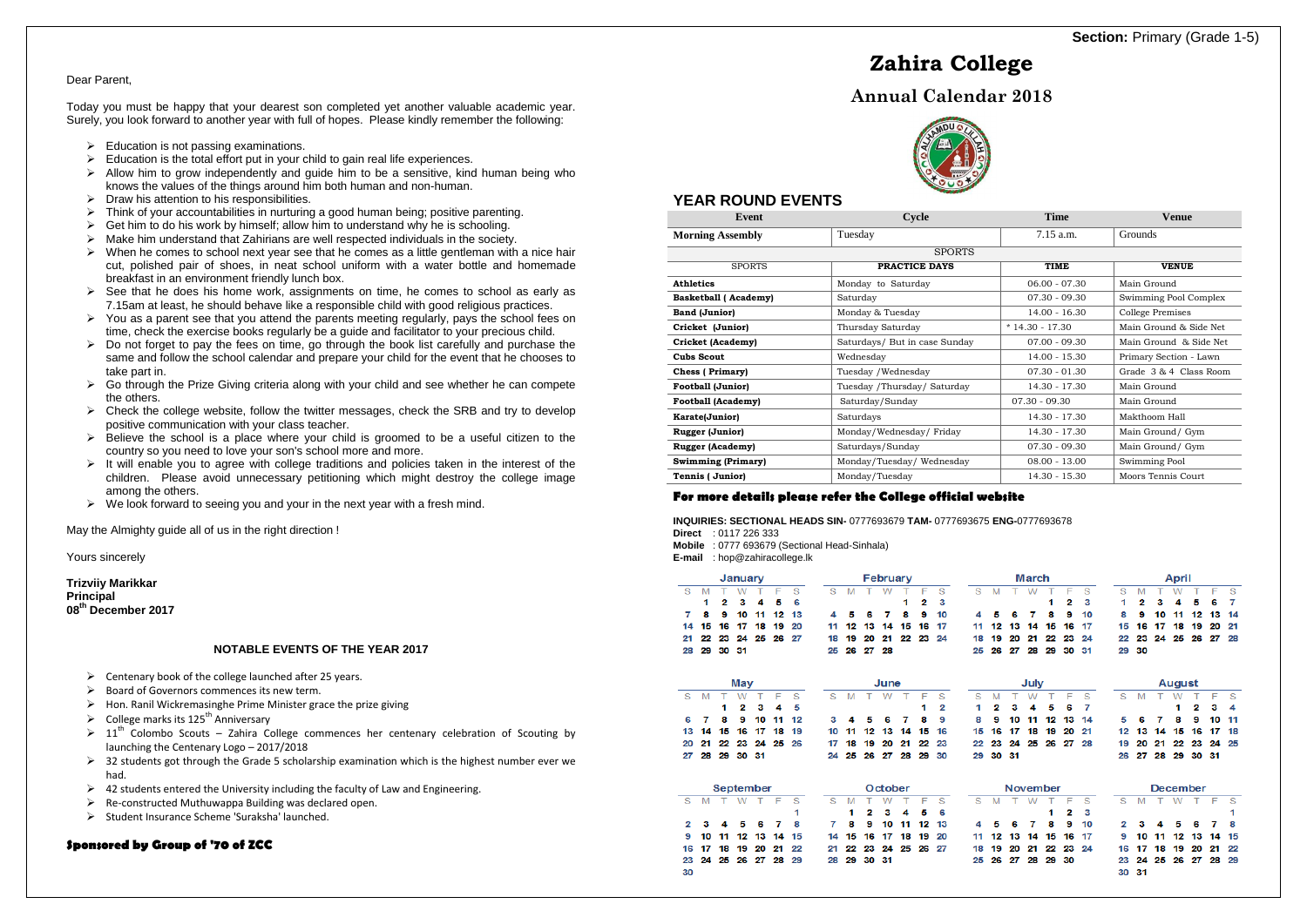Dear Parent,

Today you must be happy that your dearest son completed yet another valuable academic year. Surely, you look forward to another year with full of hopes. Please kindly remember the following:

- Education is not passing examinations.
- Education is the total effort put in your child to gain real life experiences.
- Allow him to grow independently and guide him to be a sensitive, kind human being who knows the values of the things around him both human and non-human.
- Draw his attention to his responsibilities.
- Think of your accountabilities in nurturing a good human being; positive parenting.
- Get him to do his work by himself; allow him to understand why he is schooling.
- Make him understand that Zahirians are well respected individuals in the society.
- When he comes to school next year see that he comes as a little gentleman with a nice hair cut, polished pair of shoes, in neat school uniform with a water bottle and homemade breakfast in an environment friendly lunch box.
- See that he does his home work, assignments on time, he comes to school as early as 7.15am at least, he should behave like a responsible child with good religious practices.
- You as a parent see that you attend the parents meeting regularly, pays the school fees on time, check the exercise books regularly be a guide and facilitator to your precious child.
- Do not forget to pay the fees on time, go through the book list carefully and purchase the same and follow the school calendar and prepare your child for the event that he chooses to take part in.
- Go through the Prize Giving criteria along with your child and see whether he can compete the others.
- Check the college website, follow the twitter messages, check the SRB and try to develop positive communication with your class teacher.
- Believe the school is a place where your child is groomed to be a useful citizen to the country so you need to love your son's school more and more.
- It will enable you to agree with college traditions and policies taken in the interest of the children. Please avoid unnecessary petitioning which might destroy the college image among the others.
- We look forward to seeing you and your in the next year with a fresh mind.

May the Almighty guide all of us in the right direction !

Yours sincerely

**Trizviiy Marikkar**
**Principal**
**08th December 2017**

## NOTABLE EVENTS OF THE YEAR 2017

- Centenary book of the college launched after 25 years.
- Board of Governors commences its new term.
- Hon. Ranil Wickremasinghe Prime Minister grace the prize giving
- College marks its 125th Anniversary
- 11th Colombo Scouts – Zahira College commences her centenary celebration of Scouting by launching the Centenary Logo – 2017/2018
- 32 students got through the Grade 5 scholarship examination which is the highest number ever we had.
- 42 students entered the University including the faculty of Law and Engineering.
- Re-constructed Muthuwappa Building was declared open.
- Student Insurance Scheme 'Suraksha' launched.

**Sponsored by Group of '70 of ZCC**

**Section:** Primary (Grade 1-5)

# Zahira College

## Annual Calendar 2018

## YEAR ROUND EVENTS

| Event | Cycle | Time | Venue |
|---|---|---|---|
| **Morning Assembly** | Tuesday | 7.15 a.m. | Grounds |
| SPORTS | | | |
| SPORTS | **PRACTICE DAYS** | **TIME** | **VENUE** |
| **Athletics** | Monday to Saturday | 06.00 - 07.30 | Main Ground |
| **Basketball ( Academy)** | Saturday | 07.30 - 09.30 | Swimming Pool Complex |
| **Band (Junior)** | Monday & Tuesday | 14.00 - 16.30 | College Premises |
| **Cricket (Junior)** | Thursday Saturday | * 14.30 - 17.30 | Main Ground & Side Net |
| **Cricket (Academy)** | Saturdays/ But in case Sunday | 07.00 - 09.30 | Main Ground & Side Net |
| **Cubs Scout** | Wednesday | 14.00 - 15.30 | Primary Section - Lawn |
| **Chess ( Primary)** | Tuesday /Wednesday | 07.30 - 01.30 | Grade 3 & 4 Class Room |
| **Football (Junior)** | Tuesday /Thursday/ Saturday | 14.30 - 17.30 | Main Ground |
| **Football (Academy)** | Saturday/Sunday | 07.30 - 09.30 | Main Ground |
| **Karate(Junior)** | Saturdays | 14.30 - 17.30 | Makthoom Hall |
| **Rugger (Junior)** | Monday/Wednesday/ Friday | 14.30 - 17.30 | Main Ground/ Gym |
| **Rugger (Academy)** | Saturdays/Sunday | 07.30 - 09.30 | Main Ground/ Gym |
| **Swimming (Primary)** | Monday/Tuesday/ Wednesday | 08.00 - 13.00 | Swimming Pool |
| **Tennis ( Junior)** | Monday/Tuesday | 14.30 - 15.30 | Moors Tennis Court |

**For more details please refer the College official website**

**INQUIRIES: SECTIONAL HEADS SIN-** 0777693679 **TAM-** 0777693675 **ENG-**0777693678
**Direct** : 0117 226 333
**Mobile** : 0777 693679 (Sectional Head-Sinhala)
**E-mail** : hop@zahiracollege.lk

**January**

| S | M | T | W | T | F | S |
|---|---|---|---|---|---|---|
| | 1 | 2 | 3 | 4 | 5 | 6 |
| 7 | 8 | 9 | 10 | 11 | 12 | 13 |
| 14 | 15 | 16 | 17 | 18 | 19 | 20 |
| 21 | 22 | 23 | 24 | 25 | 26 | 27 |
| 28 | 29 | 30 | 31 | | | |

**February**

| S | M | T | W | T | F | S |
|---|---|---|---|---|---|---|
| | | | | 1 | 2 | 3 |
| 4 | 5 | 6 | 7 | 8 | 9 | 10 |
| 11 | 12 | 13 | 14 | 15 | 16 | 17 |
| 18 | 19 | 20 | 21 | 22 | 23 | 24 |
| 25 | 26 | 27 | 28 | | | |

**March**

| S | M | T | W | T | F | S |
|---|---|---|---|---|---|---|
| | | | | 1 | 2 | 3 |
| 4 | 5 | 6 | 7 | 8 | 9 | 10 |
| 11 | 12 | 13 | 14 | 15 | 16 | 17 |
| 18 | 19 | 20 | 21 | 22 | 23 | 24 |
| 25 | 26 | 27 | 28 | 29 | 30 | 31 |

**April**

| S | M | T | W | T | F | S |
|---|---|---|---|---|---|---|
| 1 | 2 | 3 | 4 | 5 | 6 | 7 |
| 8 | 9 | 10 | 11 | 12 | 13 | 14 |
| 15 | 16 | 17 | 18 | 19 | 20 | 21 |
| 22 | 23 | 24 | 25 | 26 | 27 | 28 |
| 29 | 30 | | | | | |

**May**

| S | M | T | W | T | F | S |
|---|---|---|---|---|---|---|
| | | 1 | 2 | 3 | 4 | 5 |
| 6 | 7 | 8 | 9 | 10 | 11 | 12 |
| 13 | 14 | 15 | 16 | 17 | 18 | 19 |
| 20 | 21 | 22 | 23 | 24 | 25 | 26 |
| 27 | 28 | 29 | 30 | 31 | | |

**June**

| S | M | T | W | T | F | S |
|---|---|---|---|---|---|---|
| | | | | | 1 | 2 |
| 3 | 4 | 5 | 6 | 7 | 8 | 9 |
| 10 | 11 | 12 | 13 | 14 | 15 | 16 |
| 17 | 18 | 19 | 20 | 21 | 22 | 23 |
| 24 | 25 | 26 | 27 | 28 | 29 | 30 |

**July**

| S | M | T | W | T | F | S |
|---|---|---|---|---|---|---|
| 1 | 2 | 3 | 4 | 5 | 6 | 7 |
| 8 | 9 | 10 | 11 | 12 | 13 | 14 |
| 15 | 16 | 17 | 18 | 19 | 20 | 21 |
| 22 | 23 | 24 | 25 | 26 | 27 | 28 |
| 29 | 30 | 31 | | | | |

**August**

| S | M | T | W | T | F | S |
|---|---|---|---|---|---|---|
| | | | 1 | 2 | 3 | 4 |
| 5 | 6 | 7 | 8 | 9 | 10 | 11 |
| 12 | 13 | 14 | 15 | 16 | 17 | 18 |
| 19 | 20 | 21 | 22 | 23 | 24 | 25 |
| 26 | 27 | 28 | 29 | 30 | 31 | |

**September**

| S | M | T | W | T | F | S |
|---|---|---|---|---|---|---|
| | | | | | | 1 |
| 2 | 3 | 4 | 5 | 6 | 7 | 8 |
| 9 | 10 | 11 | 12 | 13 | 14 | 15 |
| 16 | 17 | 18 | 19 | 20 | 21 | 22 |
| 23 | 24 | 25 | 26 | 27 | 28 | 29 |
| 30 | | | | | | |

**October**

| S | M | T | W | T | F | S |
|---|---|---|---|---|---|---|
| | 1 | 2 | 3 | 4 | 5 | 6 |
| 7 | 8 | 9 | 10 | 11 | 12 | 13 |
| 14 | 15 | 16 | 17 | 18 | 19 | 20 |
| 21 | 22 | 23 | 24 | 25 | 26 | 27 |
| 28 | 29 | 30 | 31 | | | |

**November**

| S | M | T | W | T | F | S |
|---|---|---|---|---|---|---|
| | | | | 1 | 2 | 3 |
| 4 | 5 | 6 | 7 | 8 | 9 | 10 |
| 11 | 12 | 13 | 14 | 15 | 16 | 17 |
| 18 | 19 | 20 | 21 | 22 | 23 | 24 |
| 25 | 26 | 27 | 28 | 29 | 30 | |

**December**

| S | M | T | W | T | F | S |
|---|---|---|---|---|---|---|
| | | | | | | 1 |
| 2 | 3 | 4 | 5 | 6 | 7 | 8 |
| 9 | 10 | 11 | 12 | 13 | 14 | 15 |
| 16 | 17 | 18 | 19 | 20 | 21 | 22 |
| 23 | 24 | 25 | 26 | 27 | 28 | 29 |
| 30 | 31 | | | | | |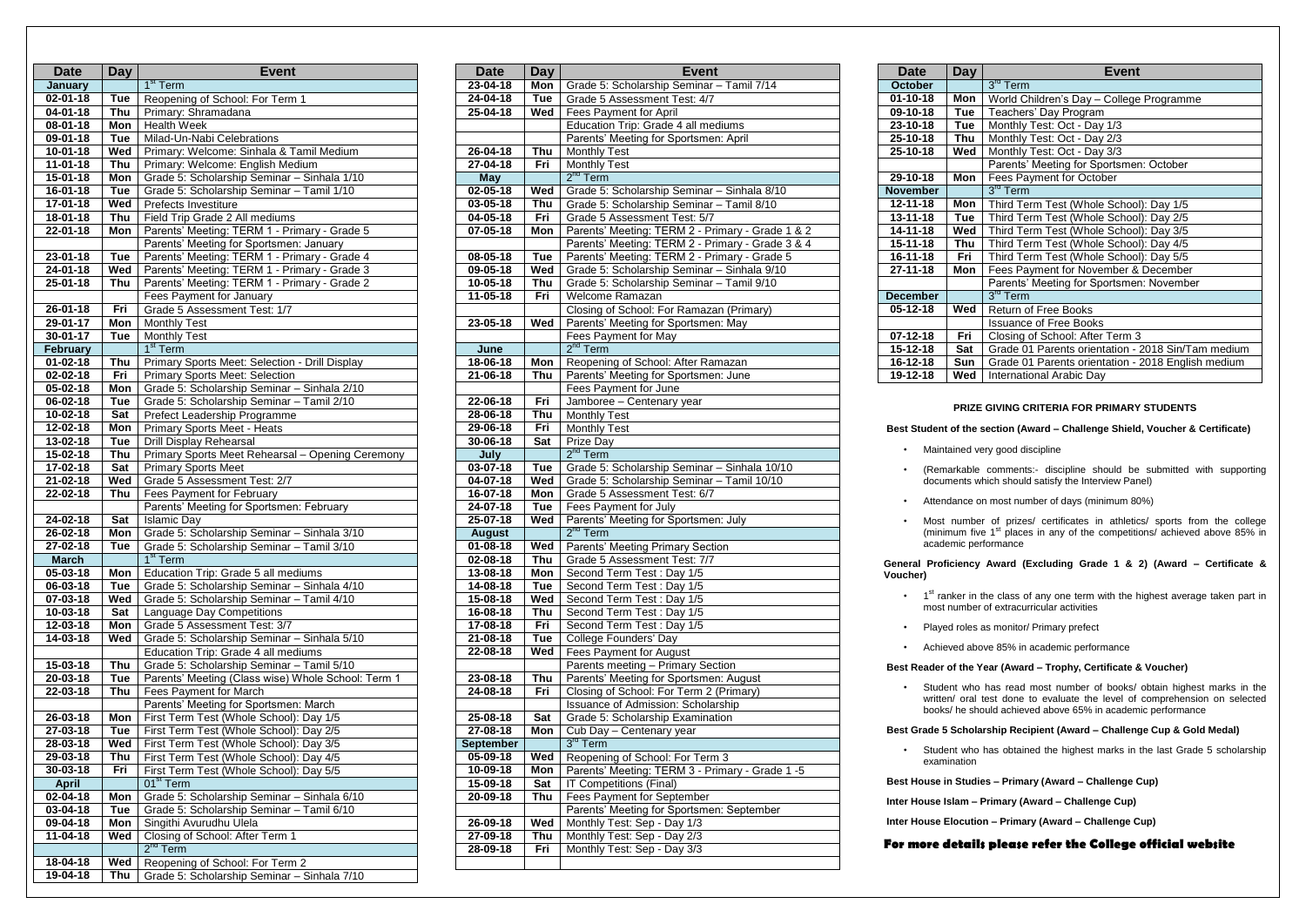| Date | Day | Event |
|---|---|---|
| **January** | | 1st Term |
| 02-01-18 | Tue | Reopening of School: For Term 1 |
| 04-01-18 | Thu | Primary: Shramadana |
| 08-01-18 | Mon | Health Week |
| 09-01-18 | Tue | Milad-Un-Nabi Celebrations |
| 10-01-18 | Wed | Primary: Welcome: Sinhala & Tamil Medium |
| 11-01-18 | Thu | Primary: Welcome: English Medium |
| 15-01-18 | Mon | Grade 5: Scholarship Seminar – Sinhala 1/10 |
| 16-01-18 | Tue | Grade 5: Scholarship Seminar – Tamil 1/10 |
| 17-01-18 | Wed | Prefects Investiture |
| 18-01-18 | Thu | Field Trip Grade 2 All mediums |
| 22-01-18 | Mon | Parents' Meeting: TERM 1 - Primary - Grade 5 |
| | | Parents' Meeting for Sportsmen: January |
| 23-01-18 | Tue | Parents' Meeting: TERM 1 - Primary - Grade 4 |
| 24-01-18 | Wed | Parents' Meeting: TERM 1 - Primary - Grade 3 |
| 25-01-18 | Thu | Parents' Meeting: TERM 1 - Primary - Grade 2 |
| | | Fees Payment for January |
| 26-01-18 | Fri | Grade 5 Assessment Test: 1/7 |
| 29-01-17 | Mon | Monthly Test |
| 30-01-17 | Tue | Monthly Test |
| **February** | | 1st Term |
| 01-02-18 | Thu | Primary Sports Meet: Selection - Drill Display |
| 02-02-18 | Fri | Primary Sports Meet: Selection |
| 05-02-18 | Mon | Grade 5: Scholarship Seminar – Sinhala 2/10 |
| 06-02-18 | Tue | Grade 5: Scholarship Seminar – Tamil 2/10 |
| 10-02-18 | Sat | Prefect Leadership Programme |
| 12-02-18 | Mon | Primary Sports Meet - Heats |
| 13-02-18 | Tue | Drill Display Rehearsal |
| 15-02-18 | Thu | Primary Sports Meet Rehearsal – Opening Ceremony |
| 17-02-18 | Sat | Primary Sports Meet |
| 21-02-18 | Wed | Grade 5 Assessment Test: 2/7 |
| 22-02-18 | Thu | Fees Payment for February |
| | | Parents' Meeting for Sportsmen: February |
| 24-02-18 | Sat | Islamic Day |
| 26-02-18 | Mon | Grade 5: Scholarship Seminar – Sinhala 3/10 |
| 27-02-18 | Tue | Grade 5: Scholarship Seminar – Tamil 3/10 |
| **March** | | 1st Term |
| 05-03-18 | Mon | Education Trip: Grade 5 all mediums |
| 06-03-18 | Tue | Grade 5: Scholarship Seminar – Sinhala 4/10 |
| 07-03-18 | Wed | Grade 5: Scholarship Seminar – Tamil 4/10 |
| 10-03-18 | Sat | Language Day Competitions |
| 12-03-18 | Mon | Grade 5 Assessment Test: 3/7 |
| 14-03-18 | Wed | Grade 5: Scholarship Seminar – Sinhala 5/10 |
| | | Education Trip: Grade 4 all mediums |
| 15-03-18 | Thu | Grade 5: Scholarship Seminar – Tamil 5/10 |
| 20-03-18 | Tue | Parents' Meeting (Class wise) Whole School: Term 1 |
| 22-03-18 | Thu | Fees Payment for March |
| | | Parents' Meeting for Sportsmen: March |
| 26-03-18 | Mon | First Term Test (Whole School): Day 1/5 |
| 27-03-18 | Tue | First Term Test (Whole School): Day 2/5 |
| 28-03-18 | Wed | First Term Test (Whole School): Day 3/5 |
| 29-03-18 | Thu | First Term Test (Whole School): Day 4/5 |
| 30-03-18 | Fri | First Term Test (Whole School): Day 5/5 |
| **April** | | 01st Term |
| 02-04-18 | Mon | Grade 5: Scholarship Seminar – Sinhala 6/10 |
| 03-04-18 | Tue | Grade 5: Scholarship Seminar – Tamil 6/10 |
| 09-04-18 | Mon | Singithi Avurudhu Ulela |
| 11-04-18 | Wed | Closing of School: After Term 1 |
| | | 2nd Term |
| 18-04-18 | Wed | Reopening of School: For Term 2 |
| 19-04-18 | Thu | Grade 5: Scholarship Seminar – Sinhala 7/10 |
| 23-04-18 | Mon | Grade 5: Scholarship Seminar – Tamil 7/14 |
| 24-04-18 | Tue | Grade 5 Assessment Test: 4/7 |
| 25-04-18 | Wed | Fees Payment for April |
| | | Education Trip: Grade 4 all mediums |
| | | Parents' Meeting for Sportsmen: April |
| 26-04-18 | Thu | Monthly Test |
| 27-04-18 | Fri | Monthly Test |
| **May** | | 2nd Term |
| 02-05-18 | Wed | Grade 5: Scholarship Seminar – Sinhala 8/10 |
| 03-05-18 | Thu | Grade 5: Scholarship Seminar – Tamil 8/10 |
| 04-05-18 | Fri | Grade 5 Assessment Test: 5/7 |
| 07-05-18 | Mon | Parents' Meeting: TERM 2 - Primary - Grade 1 & 2 |
| | | Parents' Meeting: TERM 2 - Primary - Grade 3 & 4 |
| 08-05-18 | Tue | Parents' Meeting: TERM 2 - Primary - Grade 5 |
| 09-05-18 | Wed | Grade 5: Scholarship Seminar – Sinhala 9/10 |
| 10-05-18 | Thu | Grade 5: Scholarship Seminar – Tamil 9/10 |
| 11-05-18 | Fri | Welcome Ramazan |
| | | Closing of School: For Ramazan (Primary) |
| 23-05-18 | Wed | Parents' Meeting for Sportsmen: May |
| | | Fees Payment for May |
| **June** | | 2nd Term |
| 18-06-18 | Mon | Reopening of School: After Ramazan |
| 21-06-18 | Thu | Parents' Meeting for Sportsmen: June |
| | | Fees Payment for June |
| 22-06-18 | Fri | Jamboree – Centenary year |
| 28-06-18 | Thu | Monthly Test |
| 29-06-18 | Fri | Monthly Test |
| 30-06-18 | Sat | Prize Day |
| **July** | | 2nd Term |
| 03-07-18 | Tue | Grade 5: Scholarship Seminar – Sinhala 10/10 |
| 04-07-18 | Wed | Grade 5: Scholarship Seminar – Tamil 10/10 |
| 16-07-18 | Mon | Grade 5 Assessment Test: 6/7 |
| 24-07-18 | Tue | Fees Payment for July |
| 25-07-18 | Wed | Parents' Meeting for Sportsmen: July |
| **August** | | 2nd Term |
| 01-08-18 | Wed | Parents' Meeting Primary Section |
| 02-08-18 | Thu | Grade 5 Assessment Test: 7/7 |
| 13-08-18 | Mon | Second Term Test : Day 1/5 |
| 14-08-18 | Tue | Second Term Test : Day 1/5 |
| 15-08-18 | Wed | Second Term Test : Day 1/5 |
| 16-08-18 | Thu | Second Term Test : Day 1/5 |
| 17-08-18 | Fri | Second Term Test : Day 1/5 |
| 21-08-18 | Tue | College Founders' Day |
| 22-08-18 | Wed | Fees Payment for August |
| | | Parents meeting – Primary Section |
| 23-08-18 | Thu | Parents' Meeting for Sportsmen: August |
| 24-08-18 | Fri | Closing of School: For Term 2 (Primary) |
| | | Issuance of Admission: Scholarship |
| 25-08-18 | Sat | Grade 5: Scholarship Examination |
| 27-08-18 | Mon | Cub Day – Centenary year |
| **September** | | 3rd Term |
| 05-09-18 | Wed | Reopening of School: For Term 3 |
| 10-09-18 | Mon | Parents' Meeting: TERM 3 - Primary - Grade 1 -5 |
| 15-09-18 | Sat | IT Competitions (Final) |
| 20-09-18 | Thu | Fees Payment for September |
| | | Parents' Meeting for Sportsmen: September |
| 26-09-18 | Wed | Monthly Test: Sep - Day 1/3 |
| 27-09-18 | Thu | Monthly Test: Sep - Day 2/3 |
| 28-09-18 | Fri | Monthly Test: Sep - Day 3/3 |
| **October** | | 3rd Term |
| 01-10-18 | Mon | World Children's Day – College Programme |
| 09-10-18 | Tue | Teachers' Day Program |
| 23-10-18 | Tue | Monthly Test: Oct - Day 1/3 |
| 25-10-18 | Thu | Monthly Test: Oct - Day 2/3 |
| 25-10-18 | Wed | Monthly Test: Oct - Day 3/3 |
| | | Parents' Meeting for Sportsmen: October |
| 29-10-18 | Mon | Fees Payment for October |
| **November** | | 3rd Term |
| 12-11-18 | Mon | Third Term Test (Whole School): Day 1/5 |
| 13-11-18 | Tue | Third Term Test (Whole School): Day 2/5 |
| 14-11-18 | Wed | Third Term Test (Whole School): Day 3/5 |
| 15-11-18 | Thu | Third Term Test (Whole School): Day 4/5 |
| 16-11-18 | Fri | Third Term Test (Whole School): Day 5/5 |
| 27-11-18 | Mon | Fees Payment for November & December |
| | | Parents' Meeting for Sportsmen: November |
| **December** | | 3rd Term |
| 05-12-18 | Wed | Return of Free Books |
| | | Issuance of Free Books |
| 07-12-18 | Fri | Closing of School: After Term 3 |
| 15-12-18 | Sat | Grade 01 Parents orientation - 2018 Sin/Tam medium |
| 16-12-18 | Sun | Grade 01 Parents orientation - 2018 English medium |
| 19-12-18 | Wed | International Arabic Day |

## PRIZE GIVING CRITERIA FOR PRIMARY STUDENTS

**Best Student of the section (Award – Challenge Shield, Voucher & Certificate)**

- Maintained very good discipline
- (Remarkable comments:- discipline should be submitted with supporting documents which should satisfy the Interview Panel)
- Attendance on most number of days (minimum 80%)
- Most number of prizes/ certificates in athletics/ sports from the college (minimum five 1st places in any of the competitions/ achieved above 85% in academic performance

**General Proficiency Award (Excluding Grade 1 & 2) (Award – Certificate & Voucher)**

- 1st ranker in the class of any one term with the highest average taken part in most number of extracurricular activities
- Played roles as monitor/ Primary prefect
- Achieved above 85% in academic performance

**Best Reader of the Year (Award – Trophy, Certificate & Voucher)**

- Student who has read most number of books/ obtain highest marks in the written/ oral test done to evaluate the level of comprehension on selected books/ he should achieved above 65% in academic performance

**Best Grade 5 Scholarship Recipient (Award – Challenge Cup & Gold Medal)**

- Student who has obtained the highest marks in the last Grade 5 scholarship examination

**Best House in Studies – Primary (Award – Challenge Cup)**

**Inter House Islam – Primary (Award – Challenge Cup)**

**Inter House Elocution – Primary (Award – Challenge Cup)**

**For more details please refer the College official website**